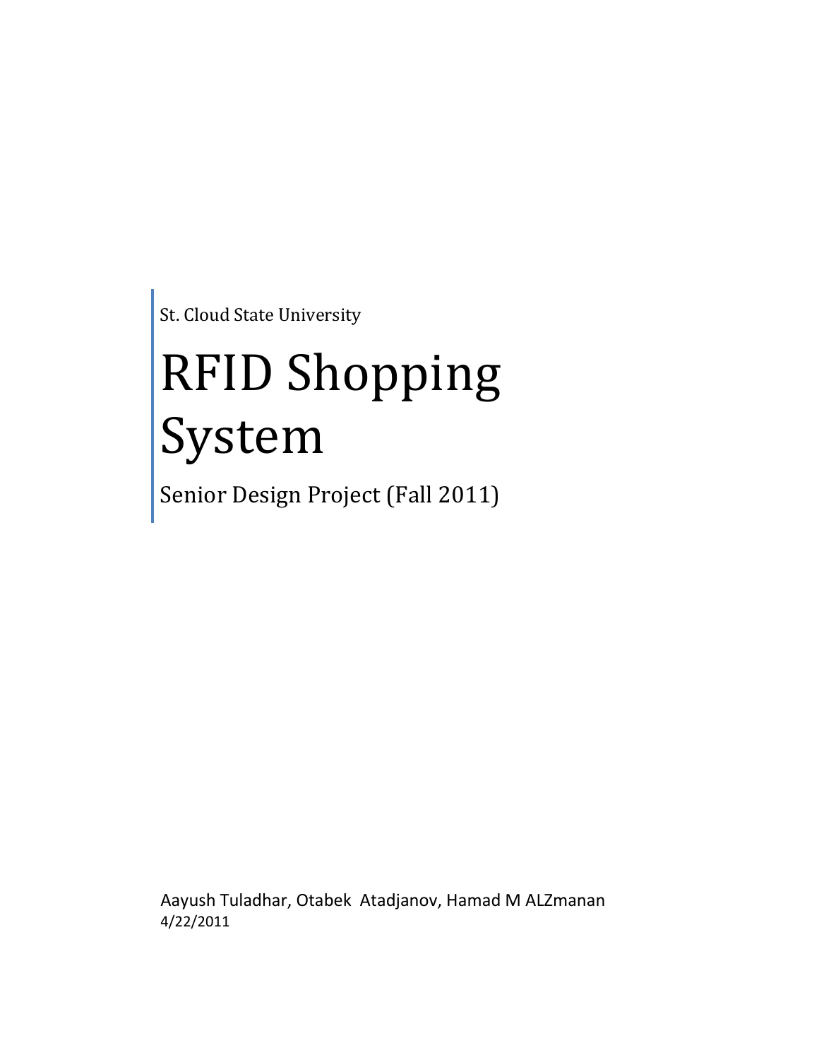St. Cloud State University

# RFID Shopping System

Senior Design Project (Fall 2011)

Aayush Tuladhar, Otabek Atadjanov, Hamad M ALZmanan

4/22/2011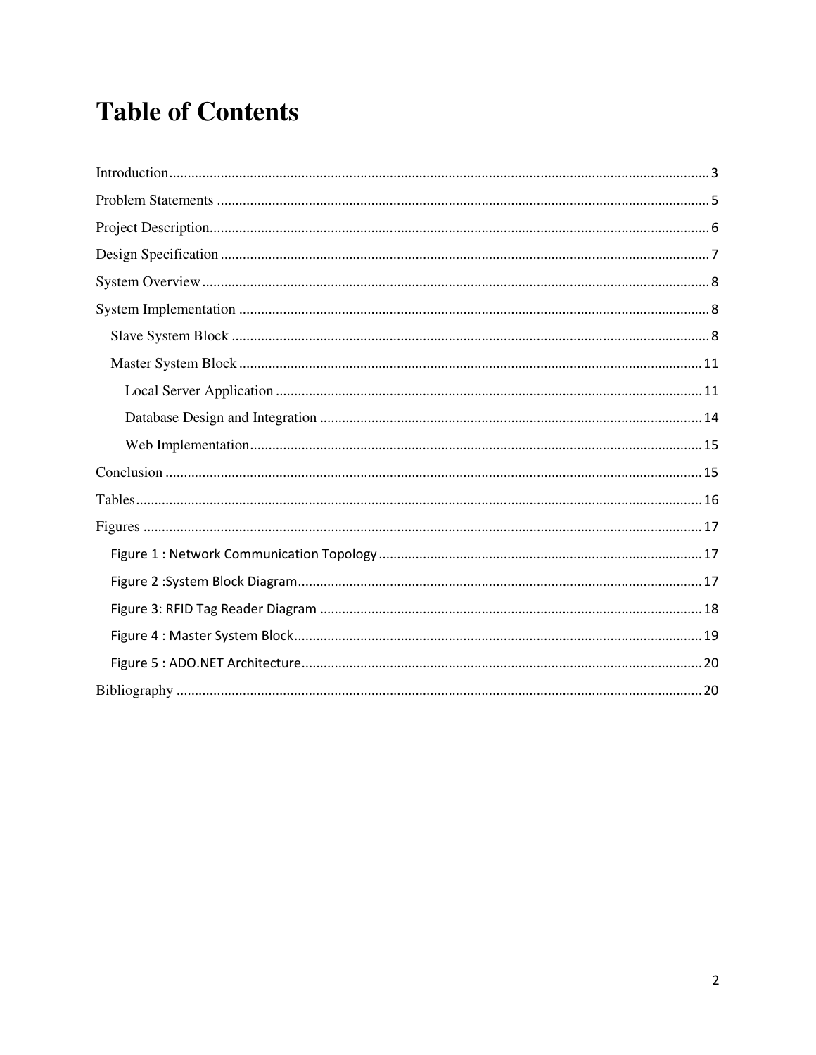# Table of Contents

Introduction ........ 3

Problem Statements ........ 5

Project Description ........ 6

Design Specification ........ 7

System Overview ........ 8

System Implementation ........ 8

- Slave System Block ........ 8
- Master System Block ........ 11
  - Local Server Application ........ 11
  - Database Design and Integration ........ 14
  - Web Implementation ........ 15

Conclusion ........ 15

Tables ........ 16

Figures ........ 17

- Figure 1 : Network Communication Topology ........ 17
- Figure 2 :System Block Diagram ........ 17
- Figure 3: RFID Tag Reader Diagram ........ 18
- Figure 4 : Master System Block ........ 19
- Figure 5 : ADO.NET Architecture ........ 20

Bibliography ........ 20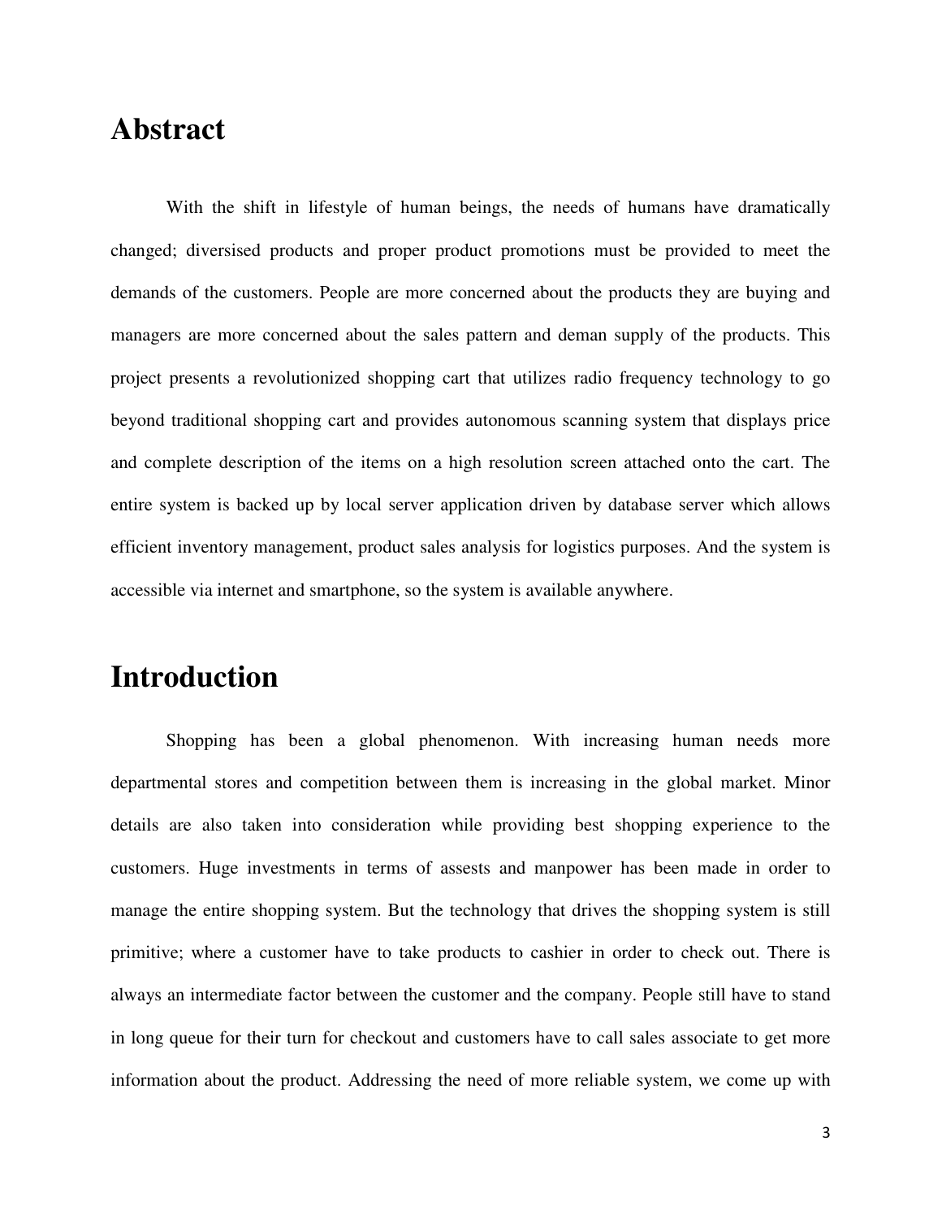# Abstract

With the shift in lifestyle of human beings, the needs of humans have dramatically changed; diversised products and proper product promotions must be provided to meet the demands of the customers. People are more concerned about the products they are buying and managers are more concerned about the sales pattern and deman supply of the products. This project presents a revolutionized shopping cart that utilizes radio frequency technology to go beyond traditional shopping cart and provides autonomous scanning system that displays price and complete description of the items on a high resolution screen attached onto the cart. The entire system is backed up by local server application driven by database server which allows efficient inventory management, product sales analysis for logistics purposes. And the system is accessible via internet and smartphone, so the system is available anywhere.

# Introduction

Shopping has been a global phenomenon. With increasing human needs more departmental stores and competition between them is increasing in the global market. Minor details are also taken into consideration while providing best shopping experience to the customers. Huge investments in terms of assests and manpower has been made in order to manage the entire shopping system. But the technology that drives the shopping system is still primitive; where a customer have to take products to cashier in order to check out. There is always an intermediate factor between the customer and the company. People still have to stand in long queue for their turn for checkout and customers have to call sales associate to get more information about the product. Addressing the need of more reliable system, we come up with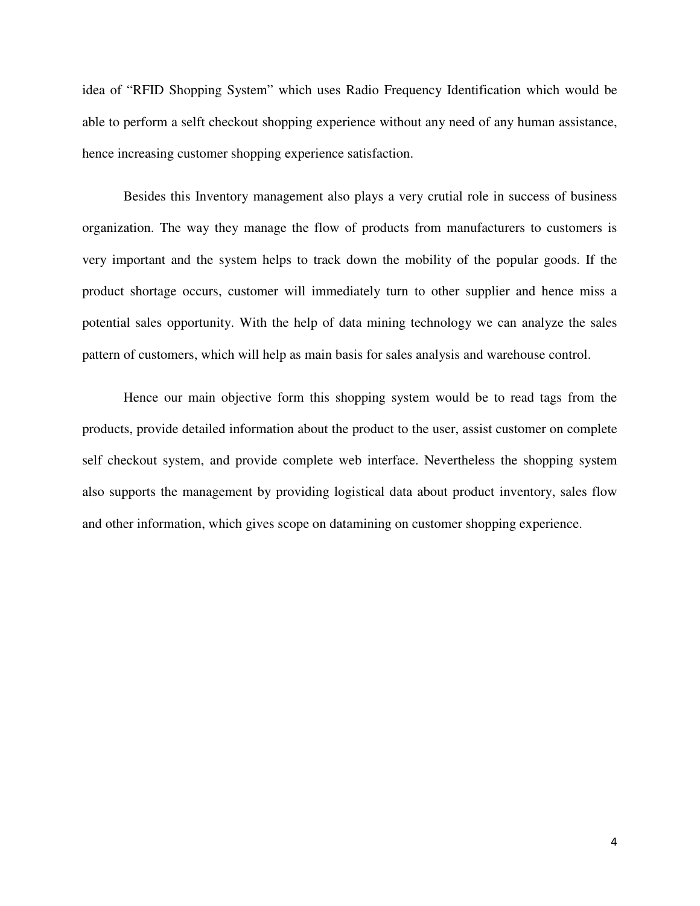idea of “RFID Shopping System” which uses Radio Frequency Identification which would be able to perform a selft checkout shopping experience without any need of any human assistance, hence increasing customer shopping experience satisfaction.

Besides this Inventory management also plays a very crutial role in success of business organization. The way they manage the flow of products from manufacturers to customers is very important and the system helps to track down the mobility of the popular goods. If the product shortage occurs, customer will immediately turn to other supplier and hence miss a potential sales opportunity. With the help of data mining technology we can analyze the sales pattern of customers, which will help as main basis for sales analysis and warehouse control.

Hence our main objective form this shopping system would be to read tags from the products, provide detailed information about the product to the user, assist customer on complete self checkout system, and provide complete web interface. Nevertheless the shopping system also supports the management by providing logistical data about product inventory, sales flow and other information, which gives scope on datamining on customer shopping experience.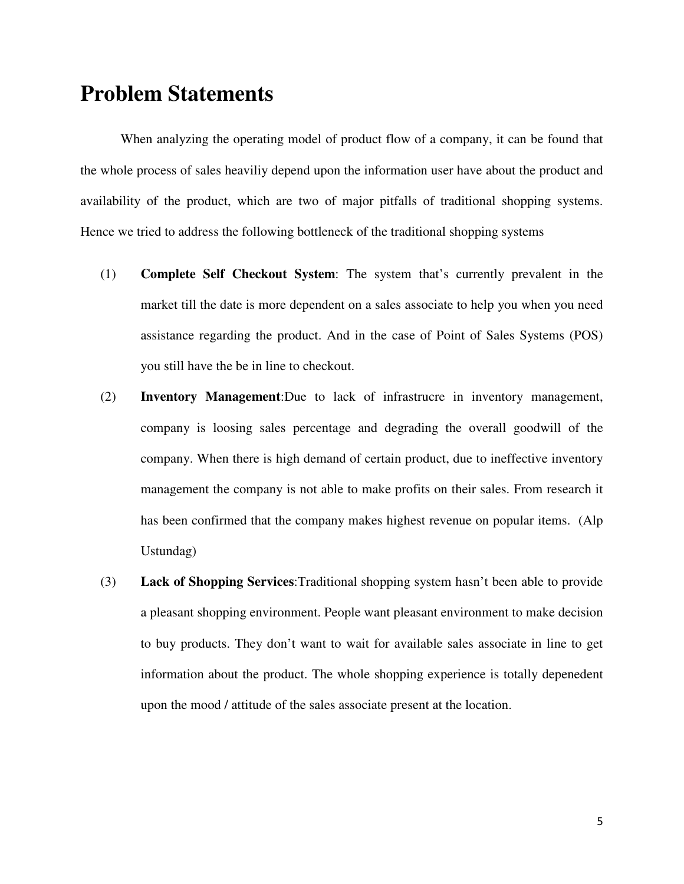# Problem Statements

When analyzing the operating model of product flow of a company, it can be found that the whole process of sales heaviliy depend upon the information user have about the product and availability of the product, which are two of major pitfalls of traditional shopping systems. Hence we tried to address the following bottleneck of the traditional shopping systems

(1) **Complete Self Checkout System**: The system that's currently prevalent in the market till the date is more dependent on a sales associate to help you when you need assistance regarding the product. And in the case of Point of Sales Systems (POS) you still have the be in line to checkout.

(2) **Inventory Management**:Due to lack of infrastrucre in inventory management, company is loosing sales percentage and degrading the overall goodwill of the company. When there is high demand of certain product, due to ineffective inventory management the company is not able to make profits on their sales. From research it has been confirmed that the company makes highest revenue on popular items. (Alp Ustundag)

(3) **Lack of Shopping Services**:Traditional shopping system hasn't been able to provide a pleasant shopping environment. People want pleasant environment to make decision to buy products. They don't want to wait for available sales associate in line to get information about the product. The whole shopping experience is totally depenedent upon the mood / attitude of the sales associate present at the location.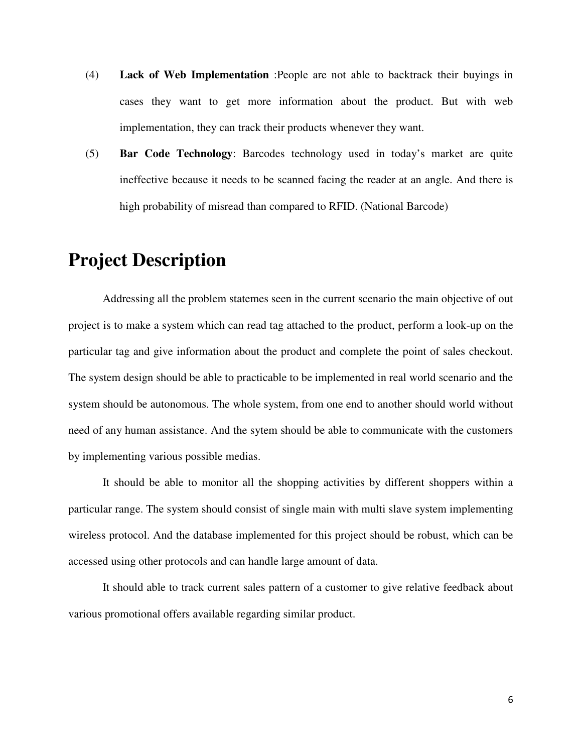(4) **Lack of Web Implementation** :People are not able to backtrack their buyings in cases they want to get more information about the product. But with web implementation, they can track their products whenever they want.

(5) **Bar Code Technology**: Barcodes technology used in today's market are quite ineffective because it needs to be scanned facing the reader at an angle. And there is high probability of misread than compared to RFID. (National Barcode)

# Project Description

Addressing all the problem statemes seen in the current scenario the main objective of out project is to make a system which can read tag attached to the product, perform a look-up on the particular tag and give information about the product and complete the point of sales checkout. The system design should be able to practicable to be implemented in real world scenario and the system should be autonomous. The whole system, from one end to another should world without need of any human assistance. And the sytem should be able to communicate with the customers by implementing various possible medias.

It should be able to monitor all the shopping activities by different shoppers within a particular range. The system should consist of single main with multi slave system implementing wireless protocol. And the database implemented for this project should be robust, which can be accessed using other protocols and can handle large amount of data.

It should able to track current sales pattern of a customer to give relative feedback about various promotional offers available regarding similar product.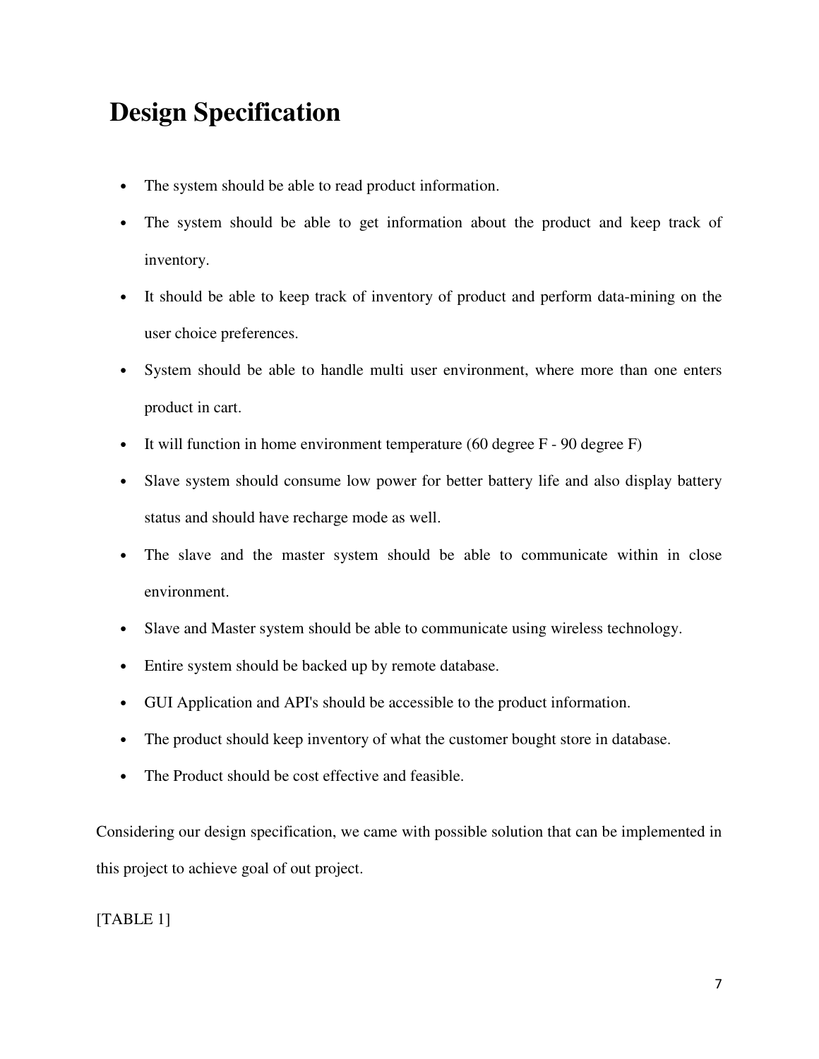# Design Specification

- The system should be able to read product information.
- The system should be able to get information about the product and keep track of inventory.
- It should be able to keep track of inventory of product and perform data-mining on the user choice preferences.
- System should be able to handle multi user environment, where more than one enters product in cart.
- It will function in home environment temperature (60 degree F - 90 degree F)
- Slave system should consume low power for better battery life and also display battery status and should have recharge mode as well.
- The slave and the master system should be able to communicate within in close environment.
- Slave and Master system should be able to communicate using wireless technology.
- Entire system should be backed up by remote database.
- GUI Application and API's should be accessible to the product information.
- The product should keep inventory of what the customer bought store in database.
- The Product should be cost effective and feasible.

Considering our design specification, we came with possible solution that can be implemented in this project to achieve goal of out project.

[TABLE 1]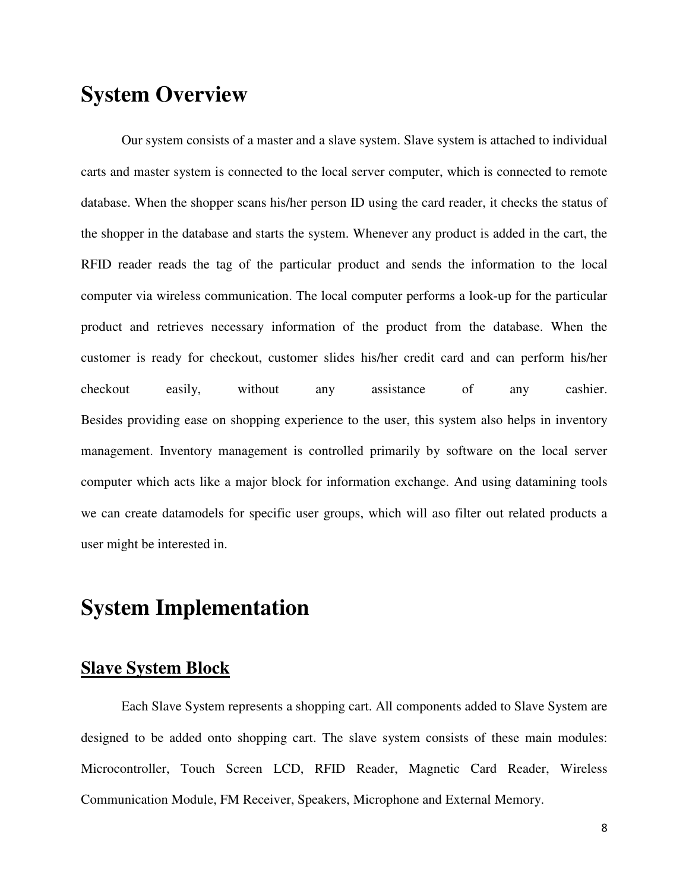# System Overview

Our system consists of a master and a slave system. Slave system is attached to individual carts and master system is connected to the local server computer, which is connected to remote database. When the shopper scans his/her person ID using the card reader, it checks the status of the shopper in the database and starts the system. Whenever any product is added in the cart, the RFID reader reads the tag of the particular product and sends the information to the local computer via wireless communication. The local computer performs a look-up for the particular product and retrieves necessary information of the product from the database. When the customer is ready for checkout, customer slides his/her credit card and can perform his/her checkout easily, without any assistance of any cashier.
Besides providing ease on shopping experience to the user, this system also helps in inventory management. Inventory management is controlled primarily by software on the local server computer which acts like a major block for information exchange. And using datamining tools we can create datamodels for specific user groups, which will aso filter out related products a user might be interested in.

# System Implementation

## Slave System Block

Each Slave System represents a shopping cart. All components added to Slave System are designed to be added onto shopping cart. The slave system consists of these main modules: Microcontroller, Touch Screen LCD, RFID Reader, Magnetic Card Reader, Wireless Communication Module, FM Receiver, Speakers, Microphone and External Memory.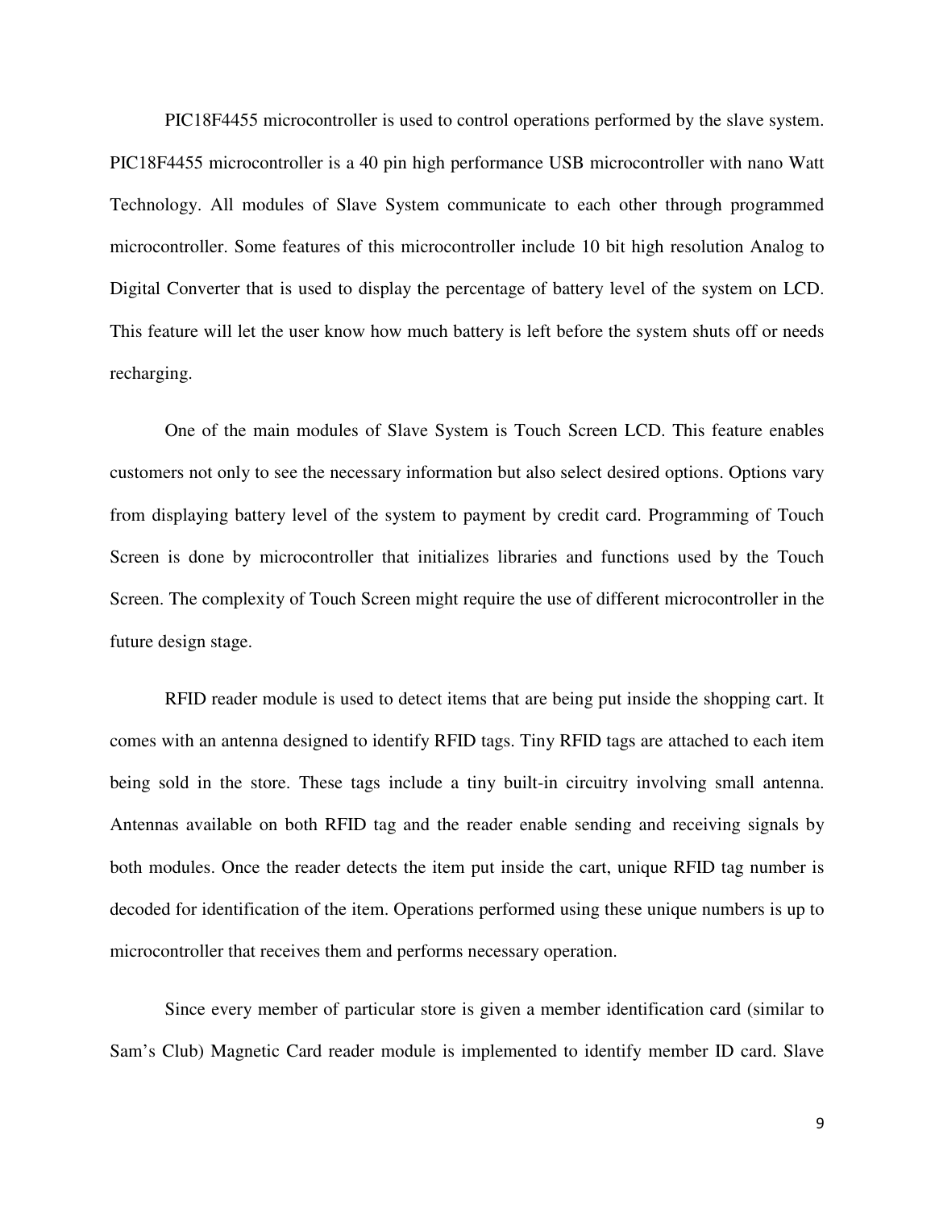PIC18F4455 microcontroller is used to control operations performed by the slave system. PIC18F4455 microcontroller is a 40 pin high performance USB microcontroller with nano Watt Technology. All modules of Slave System communicate to each other through programmed microcontroller. Some features of this microcontroller include 10 bit high resolution Analog to Digital Converter that is used to display the percentage of battery level of the system on LCD. This feature will let the user know how much battery is left before the system shuts off or needs recharging.

One of the main modules of Slave System is Touch Screen LCD. This feature enables customers not only to see the necessary information but also select desired options. Options vary from displaying battery level of the system to payment by credit card. Programming of Touch Screen is done by microcontroller that initializes libraries and functions used by the Touch Screen. The complexity of Touch Screen might require the use of different microcontroller in the future design stage.

RFID reader module is used to detect items that are being put inside the shopping cart. It comes with an antenna designed to identify RFID tags. Tiny RFID tags are attached to each item being sold in the store. These tags include a tiny built-in circuitry involving small antenna. Antennas available on both RFID tag and the reader enable sending and receiving signals by both modules. Once the reader detects the item put inside the cart, unique RFID tag number is decoded for identification of the item. Operations performed using these unique numbers is up to microcontroller that receives them and performs necessary operation.

Since every member of particular store is given a member identification card (similar to Sam's Club) Magnetic Card reader module is implemented to identify member ID card. Slave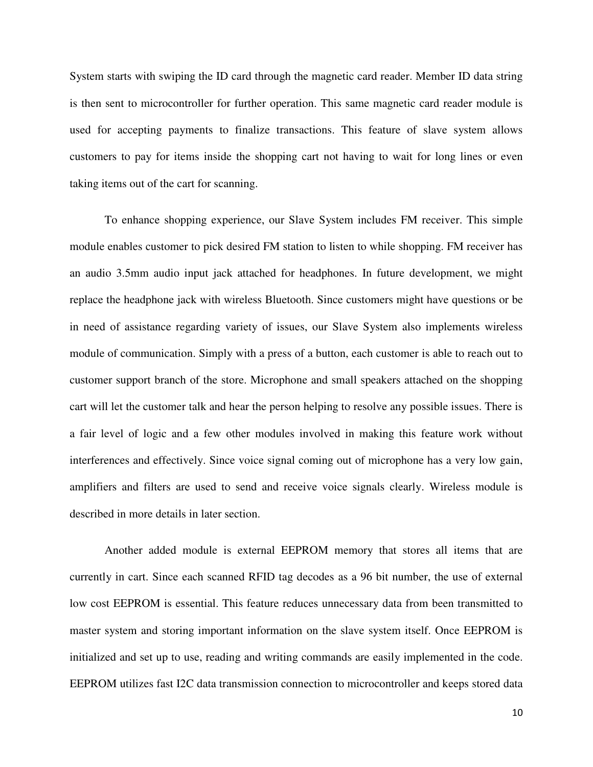System starts with swiping the ID card through the magnetic card reader. Member ID data string is then sent to microcontroller for further operation. This same magnetic card reader module is used for accepting payments to finalize transactions. This feature of slave system allows customers to pay for items inside the shopping cart not having to wait for long lines or even taking items out of the cart for scanning.

To enhance shopping experience, our Slave System includes FM receiver. This simple module enables customer to pick desired FM station to listen to while shopping. FM receiver has an audio 3.5mm audio input jack attached for headphones. In future development, we might replace the headphone jack with wireless Bluetooth. Since customers might have questions or be in need of assistance regarding variety of issues, our Slave System also implements wireless module of communication. Simply with a press of a button, each customer is able to reach out to customer support branch of the store. Microphone and small speakers attached on the shopping cart will let the customer talk and hear the person helping to resolve any possible issues. There is a fair level of logic and a few other modules involved in making this feature work without interferences and effectively. Since voice signal coming out of microphone has a very low gain, amplifiers and filters are used to send and receive voice signals clearly. Wireless module is described in more details in later section.

Another added module is external EEPROM memory that stores all items that are currently in cart. Since each scanned RFID tag decodes as a 96 bit number, the use of external low cost EEPROM is essential. This feature reduces unnecessary data from been transmitted to master system and storing important information on the slave system itself. Once EEPROM is initialized and set up to use, reading and writing commands are easily implemented in the code. EEPROM utilizes fast I2C data transmission connection to microcontroller and keeps stored data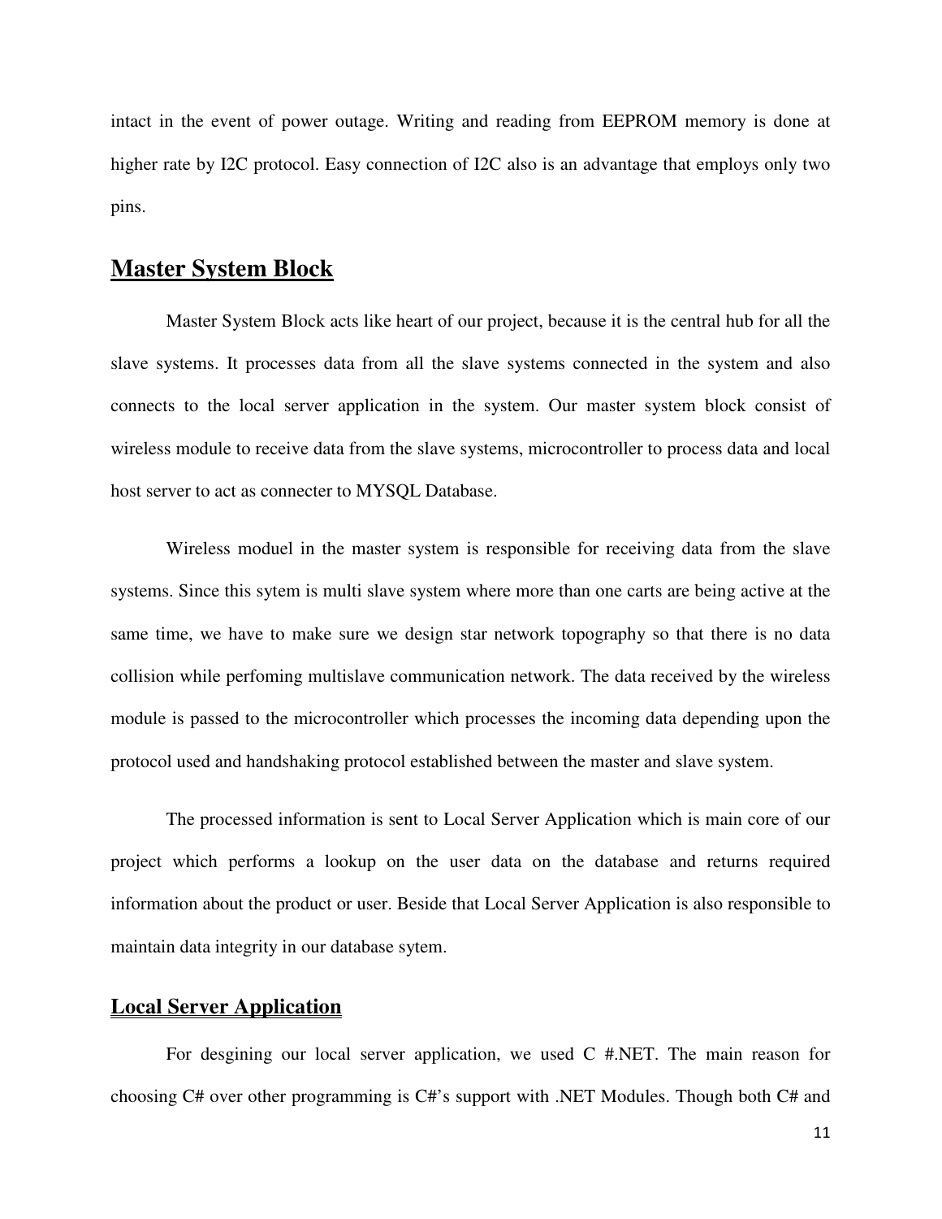intact in the event of power outage. Writing and reading from EEPROM memory is done at higher rate by I2C protocol. Easy connection of I2C also is an advantage that employs only two pins.

## Master System Block

Master System Block acts like heart of our project, because it is the central hub for all the slave systems. It processes data from all the slave systems connected in the system and also connects to the local server application in the system. Our master system block consist of wireless module to receive data from the slave systems, microcontroller to process data and local host server to act as connecter to MYSQL Database.

Wireless moduel in the master system is responsible for receiving data from the slave systems. Since this sytem is multi slave system where more than one carts are being active at the same time, we have to make sure we design star network topography so that there is no data collision while perfoming multislave communication network. The data received by the wireless module is passed to the microcontroller which processes the incoming data depending upon the protocol used and handshaking protocol established between the master and slave system.

The processed information is sent to Local Server Application which is main core of our project which performs a lookup on the user data on the database and returns required information about the product or user. Beside that Local Server Application is also responsible to maintain data integrity in our database sytem.

## Local Server Application

For desgining our local server application, we used C #.NET. The main reason for choosing C# over other programming is C#'s support with .NET Modules. Though both C# and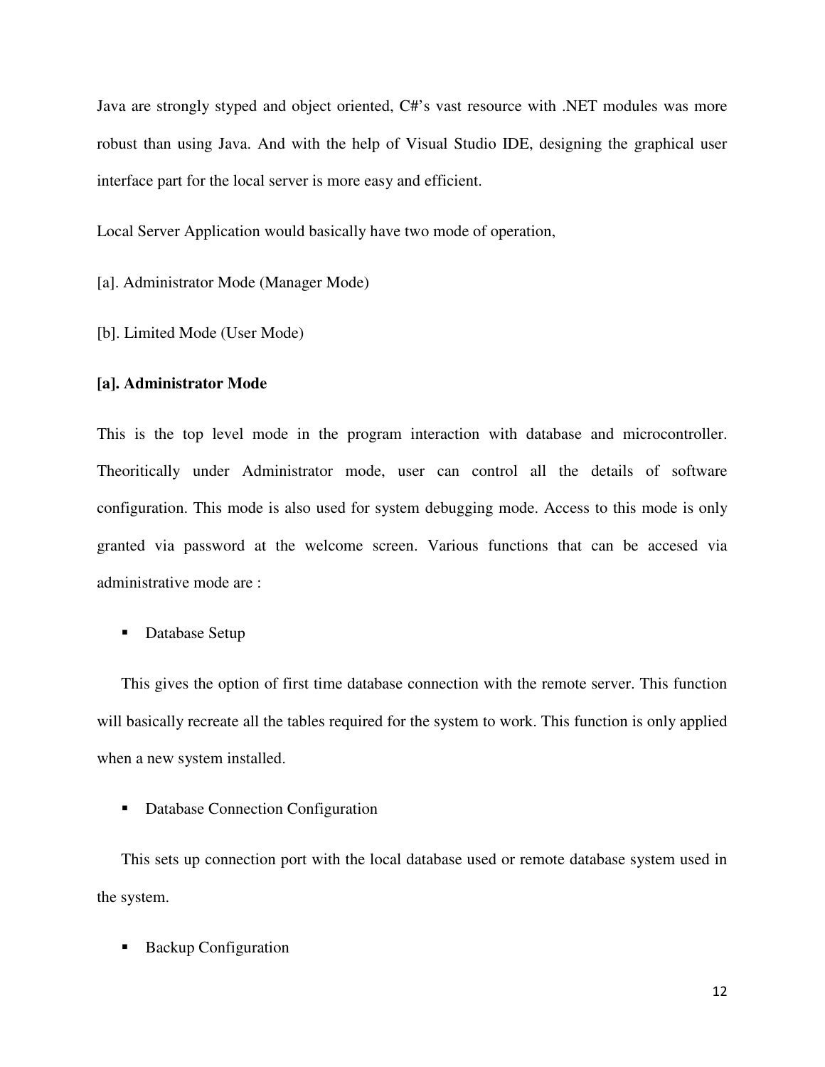Java are strongly styped and object oriented, C#'s vast resource with .NET modules was more robust than using Java. And with the help of Visual Studio IDE, designing the graphical user interface part for the local server is more easy and efficient.

Local Server Application would basically have two mode of operation,

[a]. Administrator Mode (Manager Mode)

[b]. Limited Mode (User Mode)

**[a]. Administrator Mode**

This is the top level mode in the program interaction with database and microcontroller. Theoritically under Administrator mode, user can control all the details of software configuration. This mode is also used for system debugging mode. Access to this mode is only granted via password at the welcome screen. Various functions that can be accesed via administrative mode are :

- Database Setup

This gives the option of first time database connection with the remote server. This function will basically recreate all the tables required for the system to work. This function is only applied when a new system installed.

- Database Connection Configuration

This sets up connection port with the local database used or remote database system used in the system.

- Backup Configuration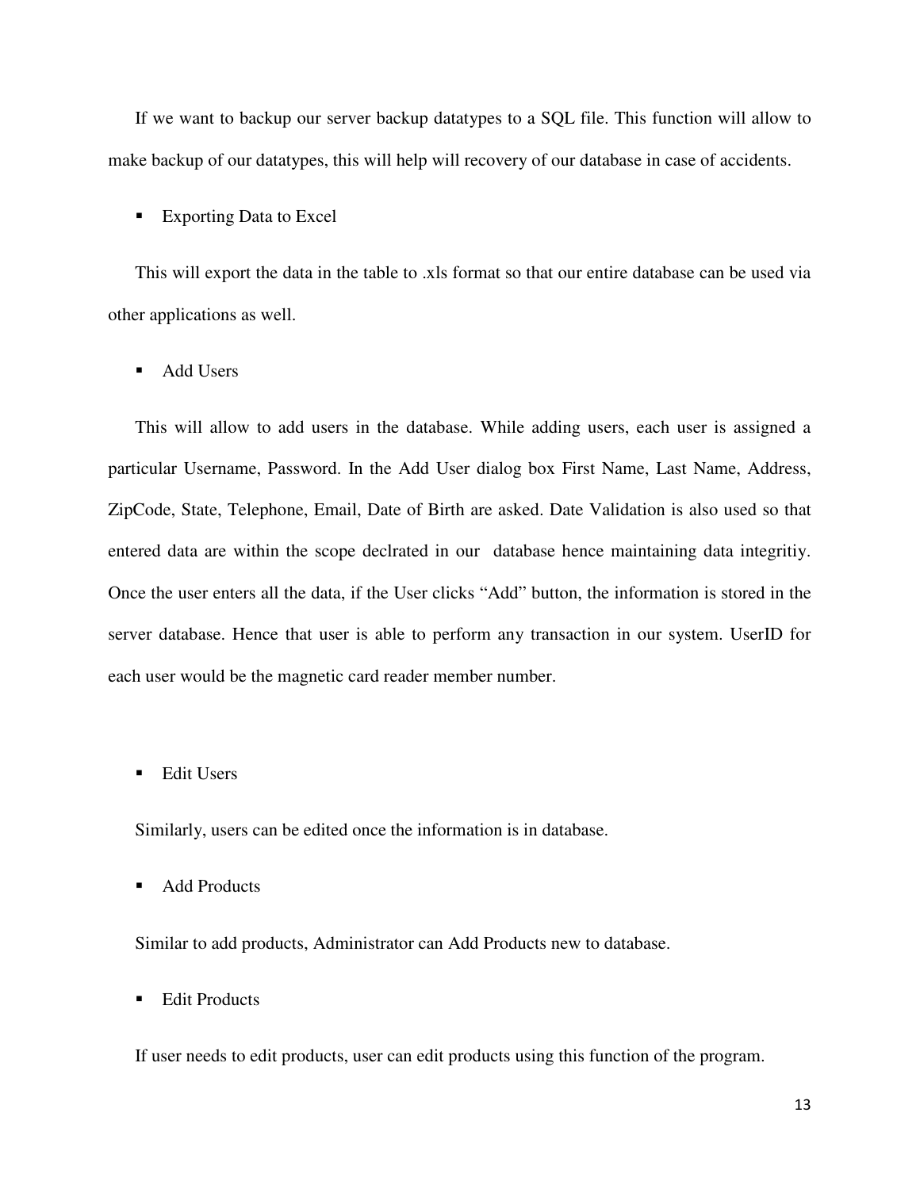If we want to backup our server backup datatypes to a SQL file. This function will allow to make backup of our datatypes, this will help will recovery of our database in case of accidents.

- Exporting Data to Excel

This will export the data in the table to .xls format so that our entire database can be used via other applications as well.

- Add Users

This will allow to add users in the database. While adding users, each user is assigned a particular Username, Password. In the Add User dialog box First Name, Last Name, Address, ZipCode, State, Telephone, Email, Date of Birth are asked. Date Validation is also used so that entered data are within the scope declrated in our database hence maintaining data integritiy. Once the user enters all the data, if the User clicks "Add" button, the information is stored in the server database. Hence that user is able to perform any transaction in our system. UserID for each user would be the magnetic card reader member number.

- Edit Users

Similarly, users can be edited once the information is in database.

- Add Products

Similar to add products, Administrator can Add Products new to database.

- Edit Products

If user needs to edit products, user can edit products using this function of the program.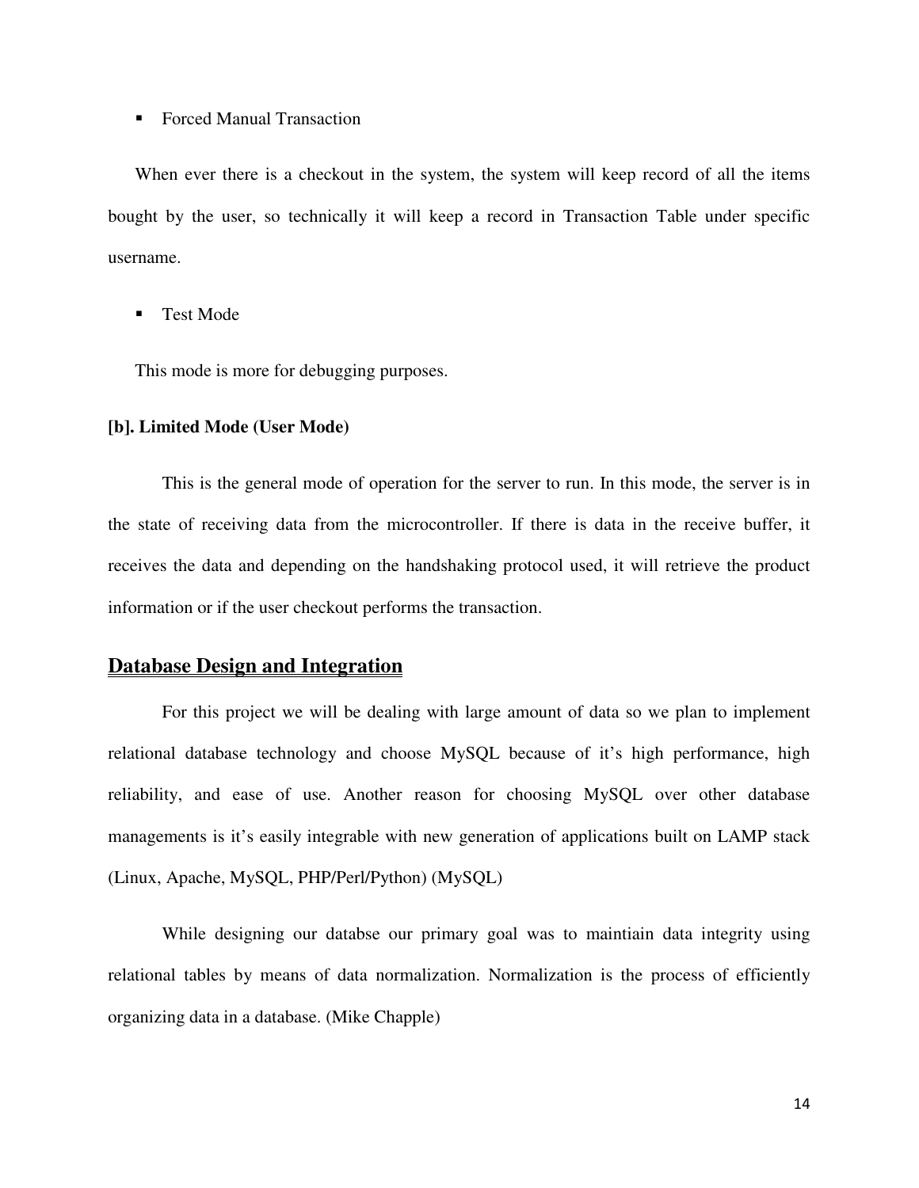- Forced Manual Transaction

When ever there is a checkout in the system, the system will keep record of all the items bought by the user, so technically it will keep a record in Transaction Table under specific username.

- Test Mode

This mode is more for debugging purposes.

**[b]. Limited Mode (User Mode)**

This is the general mode of operation for the server to run. In this mode, the server is in the state of receiving data from the microcontroller. If there is data in the receive buffer, it receives the data and depending on the handshaking protocol used, it will retrieve the product information or if the user checkout performs the transaction.

## Database Design and Integration

For this project we will be dealing with large amount of data so we plan to implement relational database technology and choose MySQL because of it's high performance, high reliability, and ease of use. Another reason for choosing MySQL over other database managements is it's easily integrable with new generation of applications built on LAMP stack (Linux, Apache, MySQL, PHP/Perl/Python) (MySQL)

While designing our databse our primary goal was to maintiain data integrity using relational tables by means of data normalization. Normalization is the process of efficiently organizing data in a database. (Mike Chapple)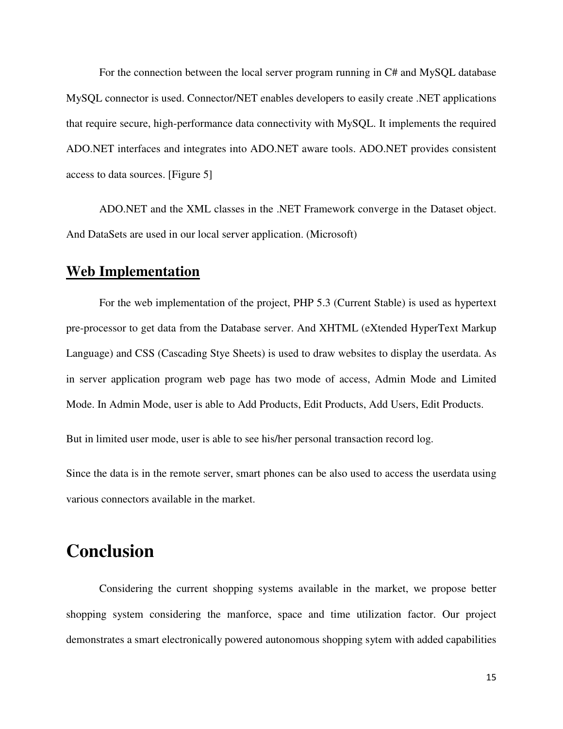For the connection between the local server program running in C# and MySQL database MySQL connector is used. Connector/NET enables developers to easily create .NET applications that require secure, high-performance data connectivity with MySQL. It implements the required ADO.NET interfaces and integrates into ADO.NET aware tools. ADO.NET provides consistent access to data sources. [Figure 5]

ADO.NET and the XML classes in the .NET Framework converge in the Dataset object. And DataSets are used in our local server application. (Microsoft)

## Web Implementation

For the web implementation of the project, PHP 5.3 (Current Stable) is used as hypertext pre-processor to get data from the Database server. And XHTML (eXtended HyperText Markup Language) and CSS (Cascading Stye Sheets) is used to draw websites to display the userdata. As in server application program web page has two mode of access, Admin Mode and Limited Mode. In Admin Mode, user is able to Add Products, Edit Products, Add Users, Edit Products.

But in limited user mode, user is able to see his/her personal transaction record log.

Since the data is in the remote server, smart phones can be also used to access the userdata using various connectors available in the market.

# Conclusion

Considering the current shopping systems available in the market, we propose better shopping system considering the manforce, space and time utilization factor. Our project demonstrates a smart electronically powered autonomous shopping sytem with added capabilities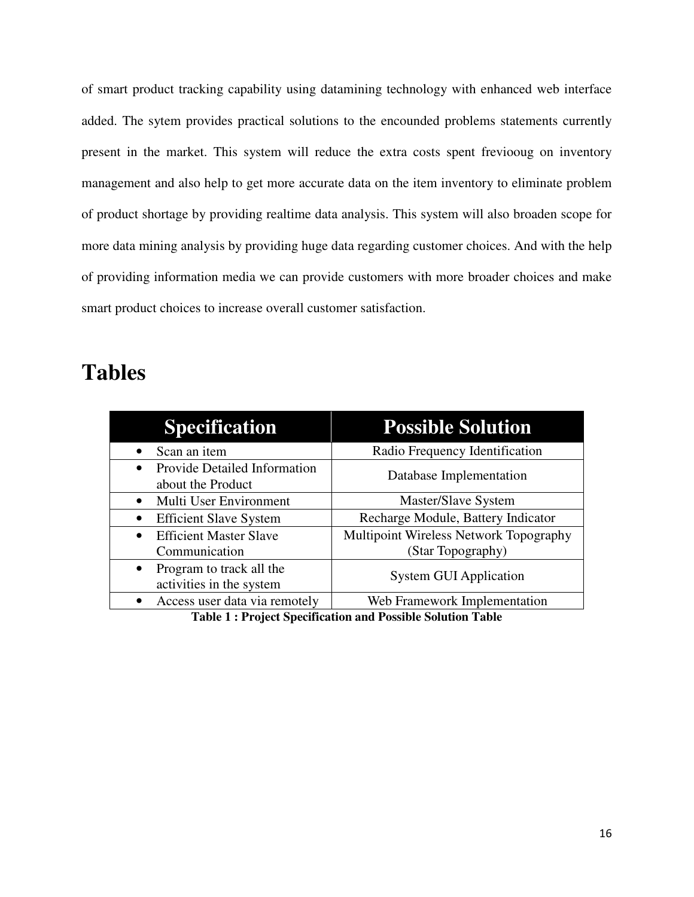of smart product tracking capability using datamining technology with enhanced web interface added. The sytem provides practical solutions to the encounded problems statements currently present in the market. This system will reduce the extra costs spent freviooug on inventory management and also help to get more accurate data on the item inventory to eliminate problem of product shortage by providing realtime data analysis. This system will also broaden scope for more data mining analysis by providing huge data regarding customer choices. And with the help of providing information media we can provide customers with more broader choices and make smart product choices to increase overall customer satisfaction.

# Tables

| Specification | Possible Solution |
|---|---|
| • Scan an item | Radio Frequency Identification |
| • Provide Detailed Information about the Product | Database Implementation |
| • Multi User Environment | Master/Slave System |
| • Efficient Slave System | Recharge Module, Battery Indicator |
| • Efficient Master Slave Communication | Multipoint Wireless Network Topography (Star Topography) |
| • Program to track all the activities in the system | System GUI Application |
| • Access user data via remotely | Web Framework Implementation |

**Table 1 : Project Specification and Possible Solution Table**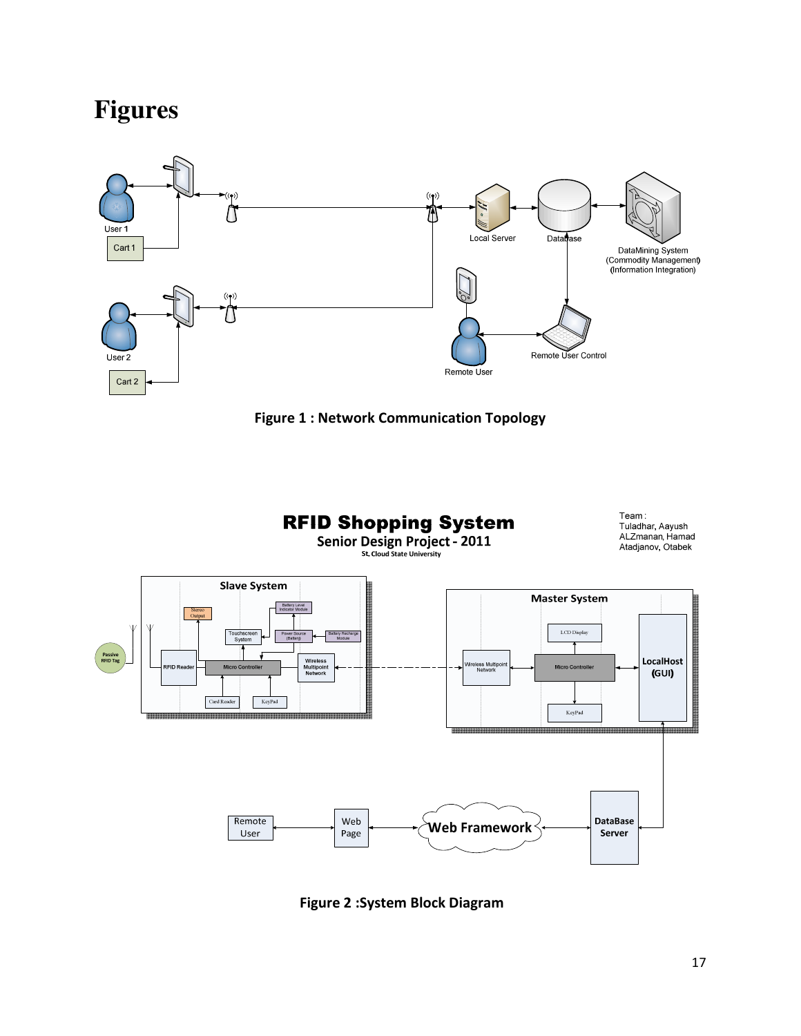# Figures

**Figure 1 : Network Communication Topology**

**Figure 2 :System Block Diagram**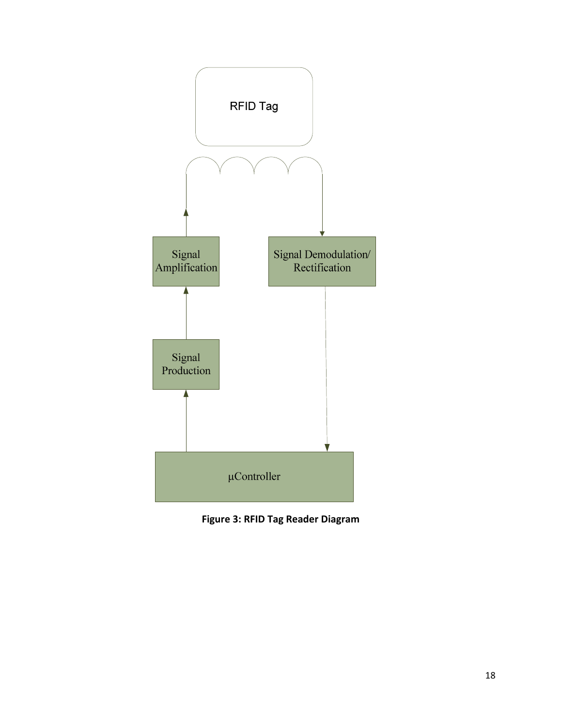**Figure 3: RFID Tag Reader Diagram**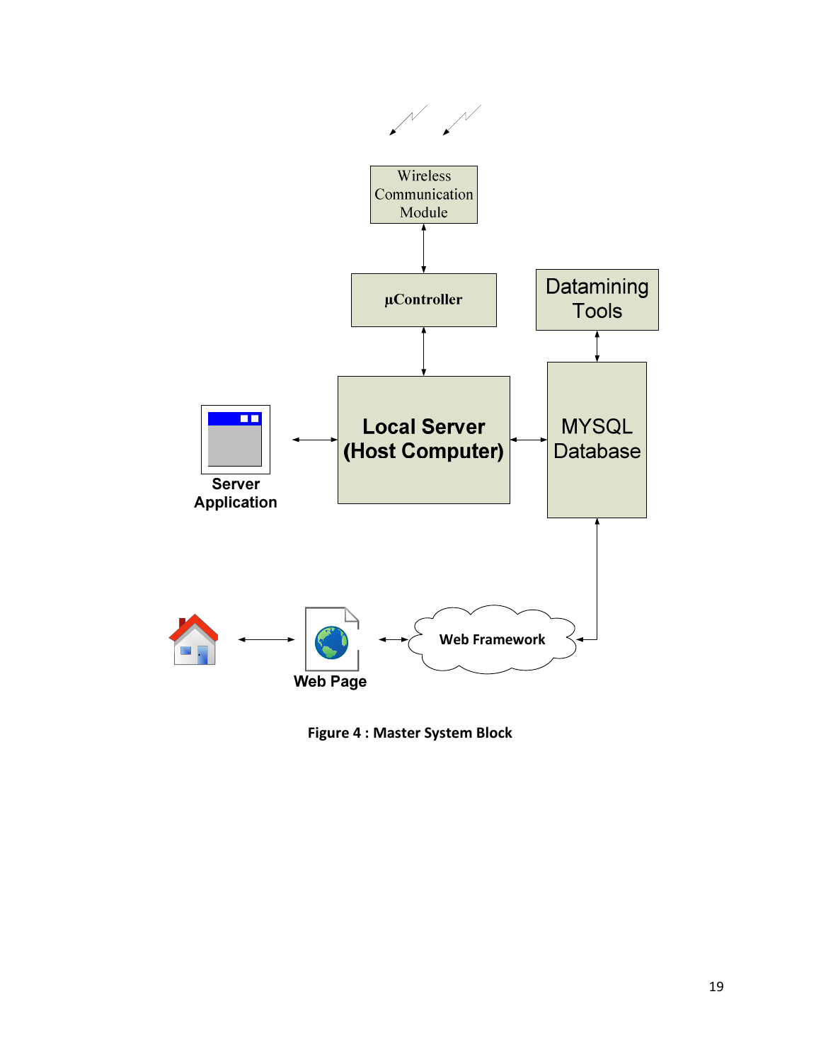Wireless Communication Module

µController

Datamining Tools

Server Application

Local Server (Host Computer)

MYSQL Database

Web Page

Web Framework

**Figure 4 : Master System Block**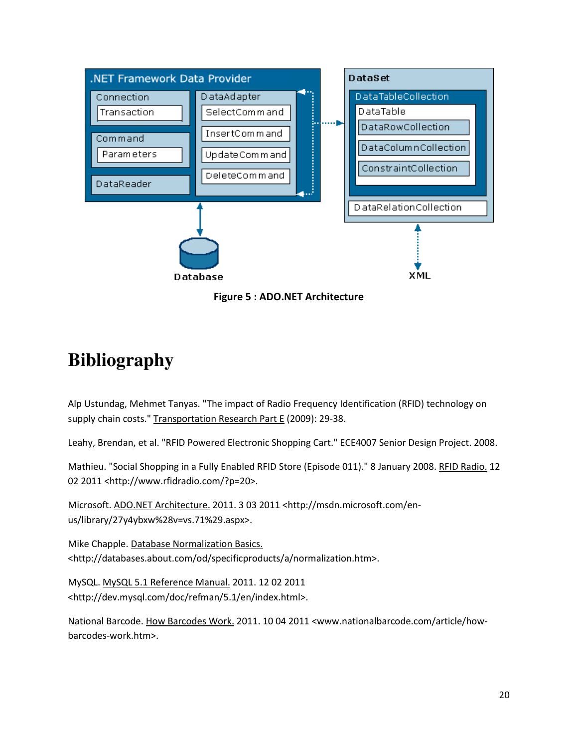.NET Framework Data Provider

Connection

Transaction

Command

Parameters

DataReader

DataAdapter

SelectCommand

InsertCommand

UpdateCommand

DeleteCommand

DataSet

DataTableCollection

DataTable

DataRowCollection

DataColumnCollection

ConstraintCollection

DataRelationCollection

Database

XML

**Figure 5 : ADO.NET Architecture**

# Bibliography

Alp Ustundag, Mehmet Tanyas. "The impact of Radio Frequency Identification (RFID) technology on supply chain costs." Transportation Research Part E (2009): 29-38.

Leahy, Brendan, et al. "RFID Powered Electronic Shopping Cart." ECE4007 Senior Design Project. 2008.

Mathieu. "Social Shopping in a Fully Enabled RFID Store (Episode 011)." 8 January 2008. RFID Radio. 12 02 2011 <http://www.rfidradio.com/?p=20>.

Microsoft. ADO.NET Architecture. 2011. 3 03 2011 <http://msdn.microsoft.com/en-us/library/27y4ybxw%28v=vs.71%29.aspx>.

Mike Chapple. Database Normalization Basics. <http://databases.about.com/od/specificproducts/a/normalization.htm>.

MySQL. MySQL 5.1 Reference Manual. 2011. 12 02 2011 <http://dev.mysql.com/doc/refman/5.1/en/index.html>.

National Barcode. How Barcodes Work. 2011. 10 04 2011 <www.nationalbarcode.com/article/how-barcodes-work.htm>.